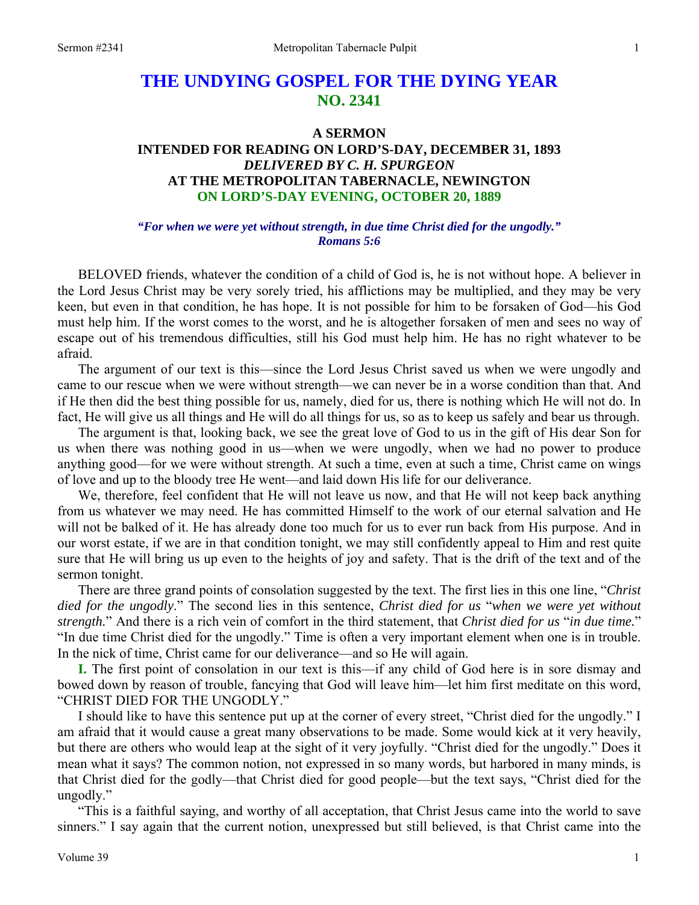# THE UNDYING GOSPEL FOR THE DYING YEAR
## NO. 2341

### A SERMON
### INTENDED FOR READING ON LORD'S-DAY, DECEMBER 31, 1893
### *DELIVERED BY C. H. SPURGEON*
### AT THE METROPOLITAN TABERNACLE, NEWINGTON
### ON LORD'S-DAY EVENING, OCTOBER 20, 1889

***"For when we were yet without strength, in due time Christ died for the ungodly."***
***Romans 5:6***

BELOVED friends, whatever the condition of a child of God is, he is not without hope. A believer in the Lord Jesus Christ may be very sorely tried, his afflictions may be multiplied, and they may be very keen, but even in that condition, he has hope. It is not possible for him to be forsaken of God—his God must help him. If the worst comes to the worst, and he is altogether forsaken of men and sees no way of escape out of his tremendous difficulties, still his God must help him. He has no right whatever to be afraid.

The argument of our text is this—since the Lord Jesus Christ saved us when we were ungodly and came to our rescue when we were without strength—we can never be in a worse condition than that. And if He then did the best thing possible for us, namely, died for us, there is nothing which He will not do. In fact, He will give us all things and He will do all things for us, so as to keep us safely and bear us through.

The argument is that, looking back, we see the great love of God to us in the gift of His dear Son for us when there was nothing good in us—when we were ungodly, when we had no power to produce anything good—for we were without strength. At such a time, even at such a time, Christ came on wings of love and up to the bloody tree He went—and laid down His life for our deliverance.

We, therefore, feel confident that He will not leave us now, and that He will not keep back anything from us whatever we may need. He has committed Himself to the work of our eternal salvation and He will not be balked of it. He has already done too much for us to ever run back from His purpose. And in our worst estate, if we are in that condition tonight, we may still confidently appeal to Him and rest quite sure that He will bring us up even to the heights of joy and safety. That is the drift of the text and of the sermon tonight.

There are three grand points of consolation suggested by the text. The first lies in this one line, "*Christ died for the ungodly*." The second lies in this sentence, *Christ died for us* "*when we were yet without strength.*" And there is a rich vein of comfort in the third statement, that *Christ died for us* "*in due time.*" "In due time Christ died for the ungodly." Time is often a very important element when one is in trouble. In the nick of time, Christ came for our deliverance—and so He will again.

**I.** The first point of consolation in our text is this—if any child of God here is in sore dismay and bowed down by reason of trouble, fancying that God will leave him—let him first meditate on this word, "CHRIST DIED FOR THE UNGODLY."

I should like to have this sentence put up at the corner of every street, "Christ died for the ungodly." I am afraid that it would cause a great many observations to be made. Some would kick at it very heavily, but there are others who would leap at the sight of it very joyfully. "Christ died for the ungodly." Does it mean what it says? The common notion, not expressed in so many words, but harbored in many minds, is that Christ died for the godly—that Christ died for good people—but the text says, "Christ died for the ungodly."

"This is a faithful saying, and worthy of all acceptation, that Christ Jesus came into the world to save sinners." I say again that the current notion, unexpressed but still believed, is that Christ came into the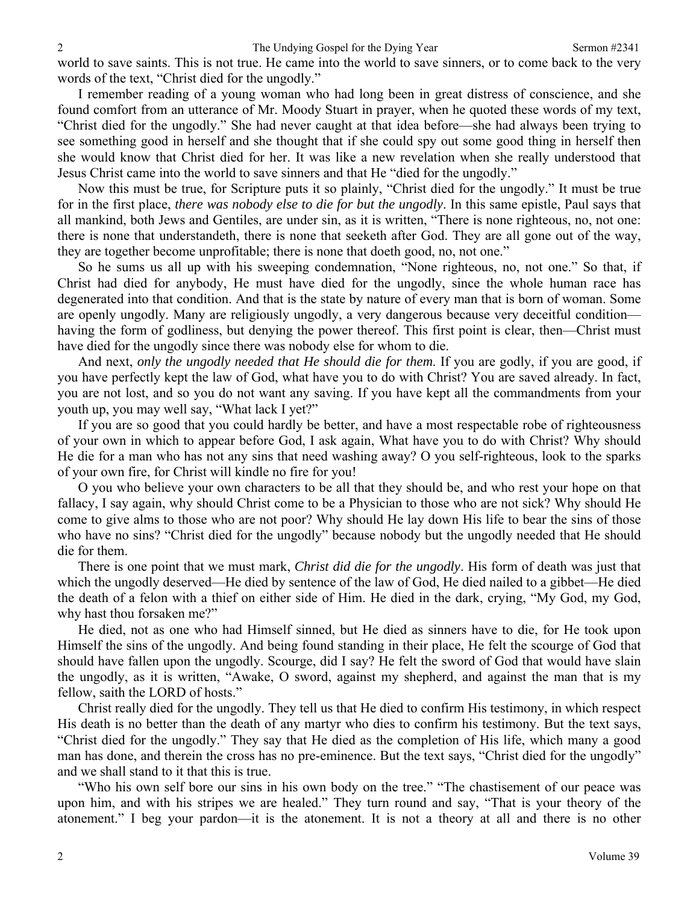world to save saints. This is not true. He came into the world to save sinners, or to come back to the very words of the text, "Christ died for the ungodly."

I remember reading of a young woman who had long been in great distress of conscience, and she found comfort from an utterance of Mr. Moody Stuart in prayer, when he quoted these words of my text, "Christ died for the ungodly." She had never caught at that idea before—she had always been trying to see something good in herself and she thought that if she could spy out some good thing in herself then she would know that Christ died for her. It was like a new revelation when she really understood that Jesus Christ came into the world to save sinners and that He "died for the ungodly."

Now this must be true, for Scripture puts it so plainly, "Christ died for the ungodly." It must be true for in the first place, *there was nobody else to die for but the ungodly*. In this same epistle, Paul says that all mankind, both Jews and Gentiles, are under sin, as it is written, "There is none righteous, no, not one: there is none that understandeth, there is none that seeketh after God. They are all gone out of the way, they are together become unprofitable; there is none that doeth good, no, not one."

So he sums us all up with his sweeping condemnation, "None righteous, no, not one." So that, if Christ had died for anybody, He must have died for the ungodly, since the whole human race has degenerated into that condition. And that is the state by nature of every man that is born of woman. Some are openly ungodly. Many are religiously ungodly, a very dangerous because very deceitful condition—having the form of godliness, but denying the power thereof. This first point is clear, then—Christ must have died for the ungodly since there was nobody else for whom to die.

And next, *only the ungodly needed that He should die for them.* If you are godly, if you are good, if you have perfectly kept the law of God, what have you to do with Christ? You are saved already. In fact, you are not lost, and so you do not want any saving. If you have kept all the commandments from your youth up, you may well say, "What lack I yet?"

If you are so good that you could hardly be better, and have a most respectable robe of righteousness of your own in which to appear before God, I ask again, What have you to do with Christ? Why should He die for a man who has not any sins that need washing away? O you self-righteous, look to the sparks of your own fire, for Christ will kindle no fire for you!

O you who believe your own characters to be all that they should be, and who rest your hope on that fallacy, I say again, why should Christ come to be a Physician to those who are not sick? Why should He come to give alms to those who are not poor? Why should He lay down His life to bear the sins of those who have no sins? "Christ died for the ungodly" because nobody but the ungodly needed that He should die for them.

There is one point that we must mark, *Christ did die for the ungodly*. His form of death was just that which the ungodly deserved—He died by sentence of the law of God, He died nailed to a gibbet—He died the death of a felon with a thief on either side of Him. He died in the dark, crying, "My God, my God, why hast thou forsaken me?"

He died, not as one who had Himself sinned, but He died as sinners have to die, for He took upon Himself the sins of the ungodly. And being found standing in their place, He felt the scourge of God that should have fallen upon the ungodly. Scourge, did I say? He felt the sword of God that would have slain the ungodly, as it is written, "Awake, O sword, against my shepherd, and against the man that is my fellow, saith the LORD of hosts."

Christ really died for the ungodly. They tell us that He died to confirm His testimony, in which respect His death is no better than the death of any martyr who dies to confirm his testimony. But the text says, "Christ died for the ungodly." They say that He died as the completion of His life, which many a good man has done, and therein the cross has no pre-eminence. But the text says, "Christ died for the ungodly" and we shall stand to it that this is true.

"Who his own self bore our sins in his own body on the tree." "The chastisement of our peace was upon him, and with his stripes we are healed." They turn round and say, "That is your theory of the atonement." I beg your pardon—it is the atonement. It is not a theory at all and there is no other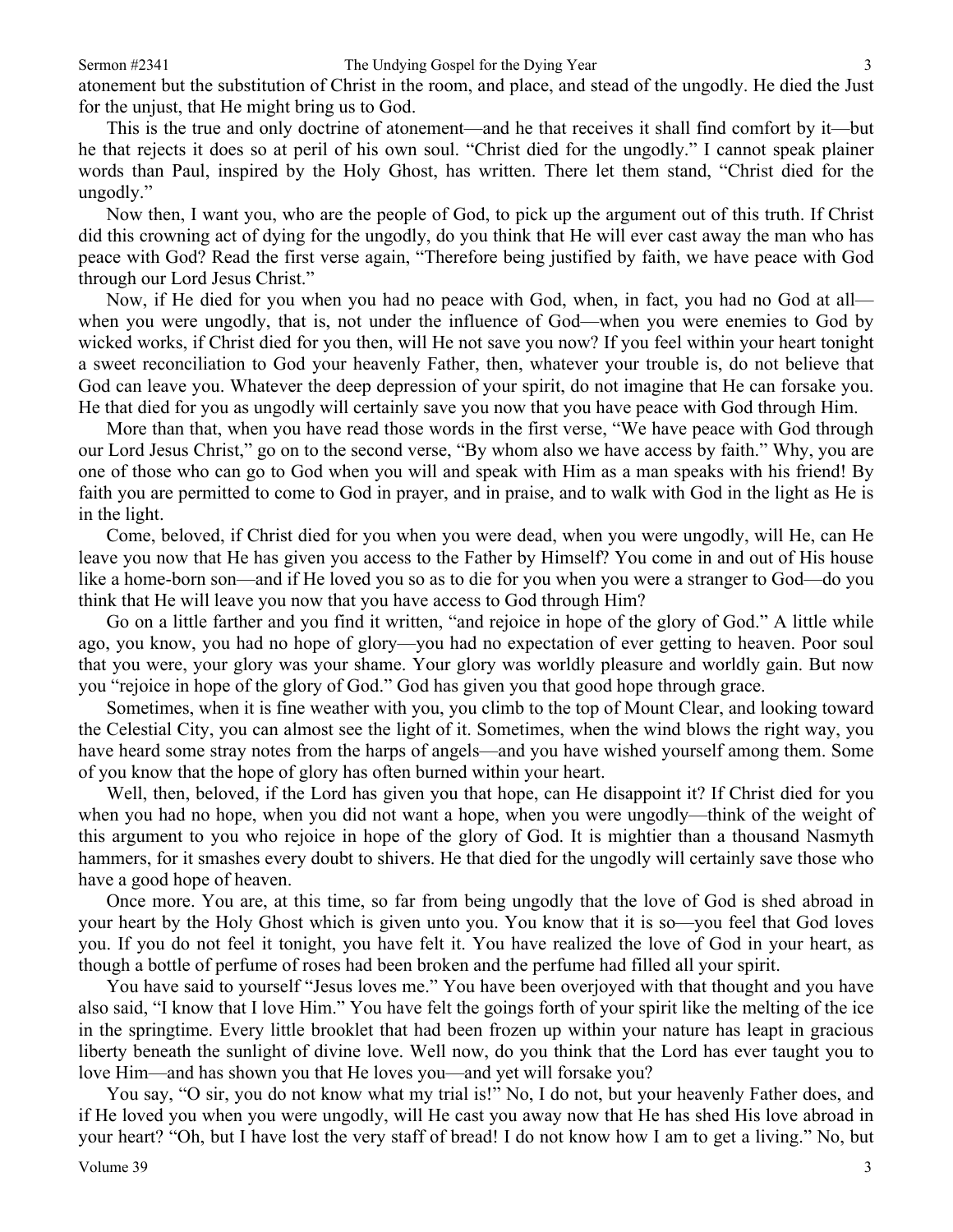atonement but the substitution of Christ in the room, and place, and stead of the ungodly. He died the Just for the unjust, that He might bring us to God.

This is the true and only doctrine of atonement—and he that receives it shall find comfort by it—but he that rejects it does so at peril of his own soul. "Christ died for the ungodly." I cannot speak plainer words than Paul, inspired by the Holy Ghost, has written. There let them stand, "Christ died for the ungodly."

Now then, I want you, who are the people of God, to pick up the argument out of this truth. If Christ did this crowning act of dying for the ungodly, do you think that He will ever cast away the man who has peace with God? Read the first verse again, "Therefore being justified by faith, we have peace with God through our Lord Jesus Christ."

Now, if He died for you when you had no peace with God, when, in fact, you had no God at all—when you were ungodly, that is, not under the influence of God—when you were enemies to God by wicked works, if Christ died for you then, will He not save you now? If you feel within your heart tonight a sweet reconciliation to God your heavenly Father, then, whatever your trouble is, do not believe that God can leave you. Whatever the deep depression of your spirit, do not imagine that He can forsake you. He that died for you as ungodly will certainly save you now that you have peace with God through Him.

More than that, when you have read those words in the first verse, "We have peace with God through our Lord Jesus Christ," go on to the second verse, "By whom also we have access by faith." Why, you are one of those who can go to God when you will and speak with Him as a man speaks with his friend! By faith you are permitted to come to God in prayer, and in praise, and to walk with God in the light as He is in the light.

Come, beloved, if Christ died for you when you were dead, when you were ungodly, will He, can He leave you now that He has given you access to the Father by Himself? You come in and out of His house like a home-born son—and if He loved you so as to die for you when you were a stranger to God—do you think that He will leave you now that you have access to God through Him?

Go on a little farther and you find it written, "and rejoice in hope of the glory of God." A little while ago, you know, you had no hope of glory—you had no expectation of ever getting to heaven. Poor soul that you were, your glory was your shame. Your glory was worldly pleasure and worldly gain. But now you "rejoice in hope of the glory of God." God has given you that good hope through grace.

Sometimes, when it is fine weather with you, you climb to the top of Mount Clear, and looking toward the Celestial City, you can almost see the light of it. Sometimes, when the wind blows the right way, you have heard some stray notes from the harps of angels—and you have wished yourself among them. Some of you know that the hope of glory has often burned within your heart.

Well, then, beloved, if the Lord has given you that hope, can He disappoint it? If Christ died for you when you had no hope, when you did not want a hope, when you were ungodly—think of the weight of this argument to you who rejoice in hope of the glory of God. It is mightier than a thousand Nasmyth hammers, for it smashes every doubt to shivers. He that died for the ungodly will certainly save those who have a good hope of heaven.

Once more. You are, at this time, so far from being ungodly that the love of God is shed abroad in your heart by the Holy Ghost which is given unto you. You know that it is so—you feel that God loves you. If you do not feel it tonight, you have felt it. You have realized the love of God in your heart, as though a bottle of perfume of roses had been broken and the perfume had filled all your spirit.

You have said to yourself "Jesus loves me." You have been overjoyed with that thought and you have also said, "I know that I love Him." You have felt the goings forth of your spirit like the melting of the ice in the springtime. Every little brooklet that had been frozen up within your nature has leapt in gracious liberty beneath the sunlight of divine love. Well now, do you think that the Lord has ever taught you to love Him—and has shown you that He loves you—and yet will forsake you?

You say, "O sir, you do not know what my trial is!" No, I do not, but your heavenly Father does, and if He loved you when you were ungodly, will He cast you away now that He has shed His love abroad in your heart? "Oh, but I have lost the very staff of bread! I do not know how I am to get a living." No, but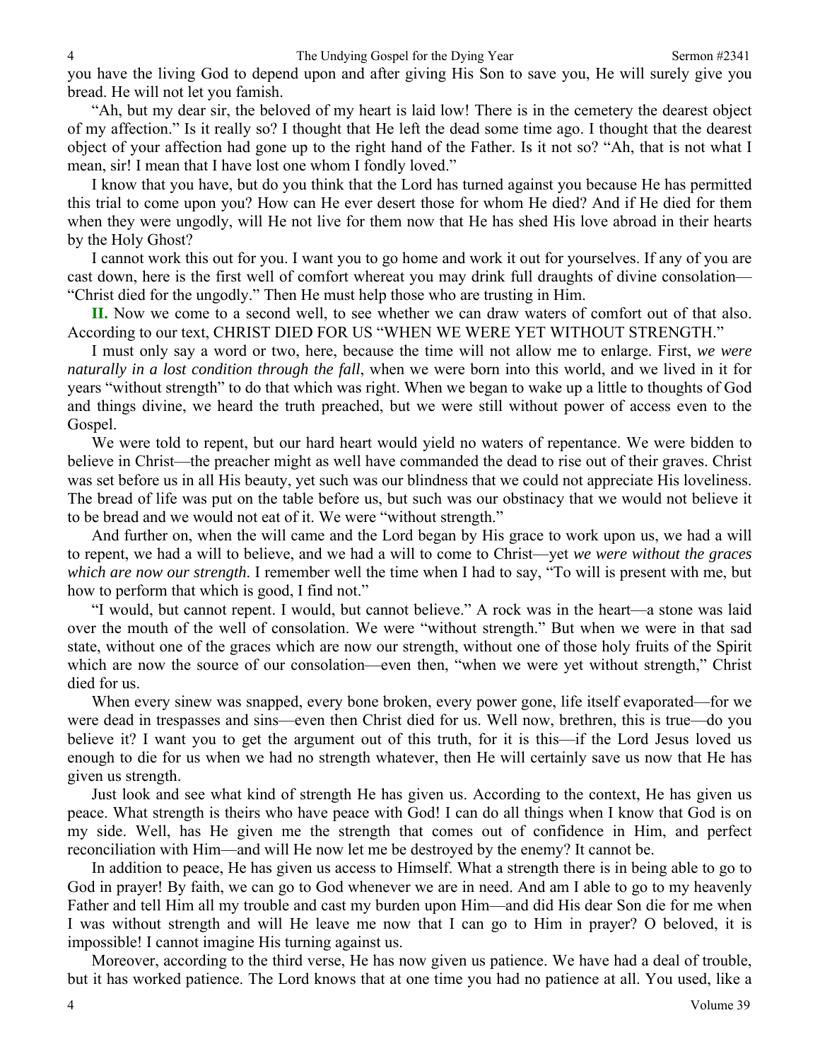you have the living God to depend upon and after giving His Son to save you, He will surely give you bread. He will not let you famish.

"Ah, but my dear sir, the beloved of my heart is laid low! There is in the cemetery the dearest object of my affection." Is it really so? I thought that He left the dead some time ago. I thought that the dearest object of your affection had gone up to the right hand of the Father. Is it not so? "Ah, that is not what I mean, sir! I mean that I have lost one whom I fondly loved."

I know that you have, but do you think that the Lord has turned against you because He has permitted this trial to come upon you? How can He ever desert those for whom He died? And if He died for them when they were ungodly, will He not live for them now that He has shed His love abroad in their hearts by the Holy Ghost?

I cannot work this out for you. I want you to go home and work it out for yourselves. If any of you are cast down, here is the first well of comfort whereat you may drink full draughts of divine consolation—"Christ died for the ungodly." Then He must help those who are trusting in Him.

**II.** Now we come to a second well, to see whether we can draw waters of comfort out of that also. According to our text, CHRIST DIED FOR US "WHEN WE WERE YET WITHOUT STRENGTH."

I must only say a word or two, here, because the time will not allow me to enlarge. First, *we were naturally in a lost condition through the fall*, when we were born into this world, and we lived in it for years "without strength" to do that which was right. When we began to wake up a little to thoughts of God and things divine, we heard the truth preached, but we were still without power of access even to the Gospel.

We were told to repent, but our hard heart would yield no waters of repentance. We were bidden to believe in Christ—the preacher might as well have commanded the dead to rise out of their graves. Christ was set before us in all His beauty, yet such was our blindness that we could not appreciate His loveliness. The bread of life was put on the table before us, but such was our obstinacy that we would not believe it to be bread and we would not eat of it. We were "without strength."

And further on, when the will came and the Lord began by His grace to work upon us, we had a will to repent, we had a will to believe, and we had a will to come to Christ—yet *we were without the graces which are now our strength*. I remember well the time when I had to say, "To will is present with me, but how to perform that which is good, I find not."

"I would, but cannot repent. I would, but cannot believe." A rock was in the heart—a stone was laid over the mouth of the well of consolation. We were "without strength." But when we were in that sad state, without one of the graces which are now our strength, without one of those holy fruits of the Spirit which are now the source of our consolation—even then, "when we were yet without strength," Christ died for us.

When every sinew was snapped, every bone broken, every power gone, life itself evaporated—for we were dead in trespasses and sins—even then Christ died for us. Well now, brethren, this is true—do you believe it? I want you to get the argument out of this truth, for it is this—if the Lord Jesus loved us enough to die for us when we had no strength whatever, then He will certainly save us now that He has given us strength.

Just look and see what kind of strength He has given us. According to the context, He has given us peace. What strength is theirs who have peace with God! I can do all things when I know that God is on my side. Well, has He given me the strength that comes out of confidence in Him, and perfect reconciliation with Him—and will He now let me be destroyed by the enemy? It cannot be.

In addition to peace, He has given us access to Himself. What a strength there is in being able to go to God in prayer! By faith, we can go to God whenever we are in need. And am I able to go to my heavenly Father and tell Him all my trouble and cast my burden upon Him—and did His dear Son die for me when I was without strength and will He leave me now that I can go to Him in prayer? O beloved, it is impossible! I cannot imagine His turning against us.

Moreover, according to the third verse, He has now given us patience. We have had a deal of trouble, but it has worked patience. The Lord knows that at one time you had no patience at all. You used, like a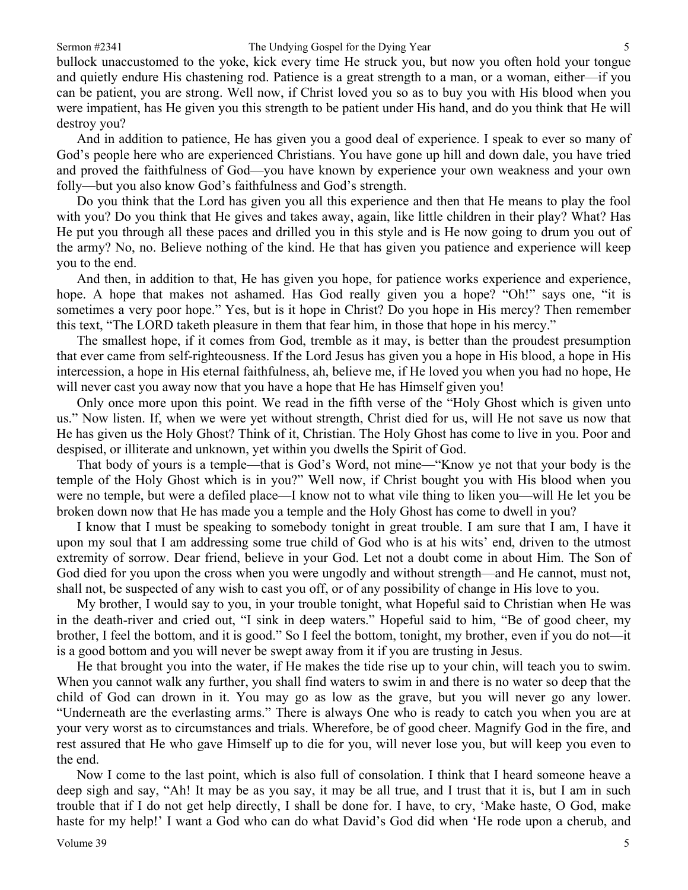bullock unaccustomed to the yoke, kick every time He struck you, but now you often hold your tongue and quietly endure His chastening rod. Patience is a great strength to a man, or a woman, either—if you can be patient, you are strong. Well now, if Christ loved you so as to buy you with His blood when you were impatient, has He given you this strength to be patient under His hand, and do you think that He will destroy you?

And in addition to patience, He has given you a good deal of experience. I speak to ever so many of God's people here who are experienced Christians. You have gone up hill and down dale, you have tried and proved the faithfulness of God—you have known by experience your own weakness and your own folly—but you also know God's faithfulness and God's strength.

Do you think that the Lord has given you all this experience and then that He means to play the fool with you? Do you think that He gives and takes away, again, like little children in their play? What? Has He put you through all these paces and drilled you in this style and is He now going to drum you out of the army? No, no. Believe nothing of the kind. He that has given you patience and experience will keep you to the end.

And then, in addition to that, He has given you hope, for patience works experience and experience, hope. A hope that makes not ashamed. Has God really given you a hope? "Oh!" says one, "it is sometimes a very poor hope." Yes, but is it hope in Christ? Do you hope in His mercy? Then remember this text, "The LORD taketh pleasure in them that fear him, in those that hope in his mercy."

The smallest hope, if it comes from God, tremble as it may, is better than the proudest presumption that ever came from self-righteousness. If the Lord Jesus has given you a hope in His blood, a hope in His intercession, a hope in His eternal faithfulness, ah, believe me, if He loved you when you had no hope, He will never cast you away now that you have a hope that He has Himself given you!

Only once more upon this point. We read in the fifth verse of the "Holy Ghost which is given unto us." Now listen. If, when we were yet without strength, Christ died for us, will He not save us now that He has given us the Holy Ghost? Think of it, Christian. The Holy Ghost has come to live in you. Poor and despised, or illiterate and unknown, yet within you dwells the Spirit of God.

That body of yours is a temple—that is God's Word, not mine—"Know ye not that your body is the temple of the Holy Ghost which is in you?" Well now, if Christ bought you with His blood when you were no temple, but were a defiled place—I know not to what vile thing to liken you—will He let you be broken down now that He has made you a temple and the Holy Ghost has come to dwell in you?

I know that I must be speaking to somebody tonight in great trouble. I am sure that I am, I have it upon my soul that I am addressing some true child of God who is at his wits' end, driven to the utmost extremity of sorrow. Dear friend, believe in your God. Let not a doubt come in about Him. The Son of God died for you upon the cross when you were ungodly and without strength—and He cannot, must not, shall not, be suspected of any wish to cast you off, or of any possibility of change in His love to you.

My brother, I would say to you, in your trouble tonight, what Hopeful said to Christian when He was in the death-river and cried out, "I sink in deep waters." Hopeful said to him, "Be of good cheer, my brother, I feel the bottom, and it is good." So I feel the bottom, tonight, my brother, even if you do not—it is a good bottom and you will never be swept away from it if you are trusting in Jesus.

He that brought you into the water, if He makes the tide rise up to your chin, will teach you to swim. When you cannot walk any further, you shall find waters to swim in and there is no water so deep that the child of God can drown in it. You may go as low as the grave, but you will never go any lower. "Underneath are the everlasting arms." There is always One who is ready to catch you when you are at your very worst as to circumstances and trials. Wherefore, be of good cheer. Magnify God in the fire, and rest assured that He who gave Himself up to die for you, will never lose you, but will keep you even to the end.

Now I come to the last point, which is also full of consolation. I think that I heard someone heave a deep sigh and say, "Ah! It may be as you say, it may be all true, and I trust that it is, but I am in such trouble that if I do not get help directly, I shall be done for. I have, to cry, 'Make haste, O God, make haste for my help!' I want a God who can do what David's God did when 'He rode upon a cherub, and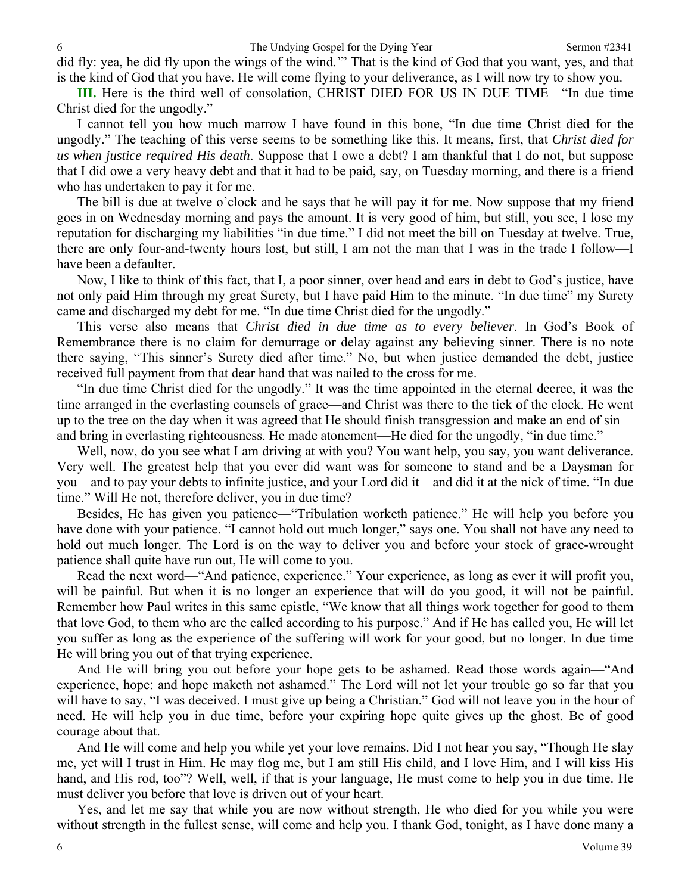did fly: yea, he did fly upon the wings of the wind.'" That is the kind of God that you want, yes, and that is the kind of God that you have. He will come flying to your deliverance, as I will now try to show you.

**III.** Here is the third well of consolation, CHRIST DIED FOR US IN DUE TIME—"In due time Christ died for the ungodly."

I cannot tell you how much marrow I have found in this bone, "In due time Christ died for the ungodly." The teaching of this verse seems to be something like this. It means, first, that *Christ died for us when justice required His death*. Suppose that I owe a debt? I am thankful that I do not, but suppose that I did owe a very heavy debt and that it had to be paid, say, on Tuesday morning, and there is a friend who has undertaken to pay it for me.

The bill is due at twelve o'clock and he says that he will pay it for me. Now suppose that my friend goes in on Wednesday morning and pays the amount. It is very good of him, but still, you see, I lose my reputation for discharging my liabilities "in due time." I did not meet the bill on Tuesday at twelve. True, there are only four-and-twenty hours lost, but still, I am not the man that I was in the trade I follow—I have been a defaulter.

Now, I like to think of this fact, that I, a poor sinner, over head and ears in debt to God's justice, have not only paid Him through my great Surety, but I have paid Him to the minute. "In due time" my Surety came and discharged my debt for me. "In due time Christ died for the ungodly."

This verse also means that *Christ died in due time as to every believer*. In God's Book of Remembrance there is no claim for demurrage or delay against any believing sinner. There is no note there saying, "This sinner's Surety died after time." No, but when justice demanded the debt, justice received full payment from that dear hand that was nailed to the cross for me.

"In due time Christ died for the ungodly." It was the time appointed in the eternal decree, it was the time arranged in the everlasting counsels of grace—and Christ was there to the tick of the clock. He went up to the tree on the day when it was agreed that He should finish transgression and make an end of sin—and bring in everlasting righteousness. He made atonement—He died for the ungodly, "in due time."

Well, now, do you see what I am driving at with you? You want help, you say, you want deliverance. Very well. The greatest help that you ever did want was for someone to stand and be a Daysman for you—and to pay your debts to infinite justice, and your Lord did it—and did it at the nick of time. "In due time." Will He not, therefore deliver, you in due time?

Besides, He has given you patience—"Tribulation worketh patience." He will help you before you have done with your patience. "I cannot hold out much longer," says one. You shall not have any need to hold out much longer. The Lord is on the way to deliver you and before your stock of grace-wrought patience shall quite have run out, He will come to you.

Read the next word—"And patience, experience." Your experience, as long as ever it will profit you, will be painful. But when it is no longer an experience that will do you good, it will not be painful. Remember how Paul writes in this same epistle, "We know that all things work together for good to them that love God, to them who are the called according to his purpose." And if He has called you, He will let you suffer as long as the experience of the suffering will work for your good, but no longer. In due time He will bring you out of that trying experience.

And He will bring you out before your hope gets to be ashamed. Read those words again—"And experience, hope: and hope maketh not ashamed." The Lord will not let your trouble go so far that you will have to say, "I was deceived. I must give up being a Christian." God will not leave you in the hour of need. He will help you in due time, before your expiring hope quite gives up the ghost. Be of good courage about that.

And He will come and help you while yet your love remains. Did I not hear you say, "Though He slay me, yet will I trust in Him. He may flog me, but I am still His child, and I love Him, and I will kiss His hand, and His rod, too"? Well, well, if that is your language, He must come to help you in due time. He must deliver you before that love is driven out of your heart.

Yes, and let me say that while you are now without strength, He who died for you while you were without strength in the fullest sense, will come and help you. I thank God, tonight, as I have done many a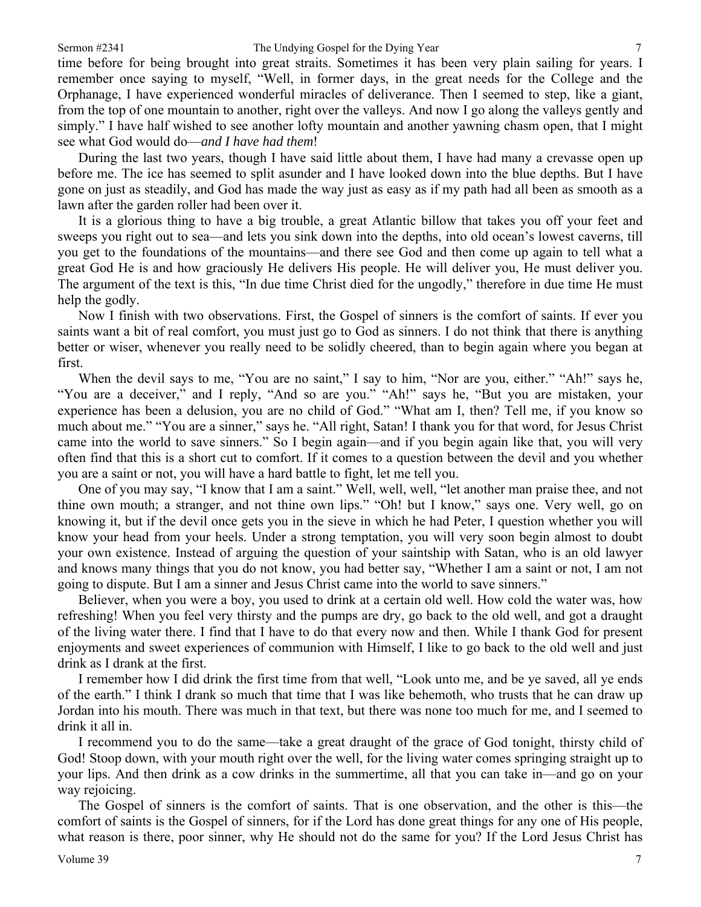time before for being brought into great straits. Sometimes it has been very plain sailing for years. I remember once saying to myself, "Well, in former days, in the great needs for the College and the Orphanage, I have experienced wonderful miracles of deliverance. Then I seemed to step, like a giant, from the top of one mountain to another, right over the valleys. And now I go along the valleys gently and simply." I have half wished to see another lofty mountain and another yawning chasm open, that I might see what God would do—*and I have had them*!

During the last two years, though I have said little about them, I have had many a crevasse open up before me. The ice has seemed to split asunder and I have looked down into the blue depths. But I have gone on just as steadily, and God has made the way just as easy as if my path had all been as smooth as a lawn after the garden roller had been over it.

It is a glorious thing to have a big trouble, a great Atlantic billow that takes you off your feet and sweeps you right out to sea—and lets you sink down into the depths, into old ocean's lowest caverns, till you get to the foundations of the mountains—and there see God and then come up again to tell what a great God He is and how graciously He delivers His people. He will deliver you, He must deliver you. The argument of the text is this, "In due time Christ died for the ungodly," therefore in due time He must help the godly.

Now I finish with two observations. First, the Gospel of sinners is the comfort of saints. If ever you saints want a bit of real comfort, you must just go to God as sinners. I do not think that there is anything better or wiser, whenever you really need to be solidly cheered, than to begin again where you began at first.

When the devil says to me, "You are no saint," I say to him, "Nor are you, either." "Ah!" says he, "You are a deceiver," and I reply, "And so are you." "Ah!" says he, "But you are mistaken, your experience has been a delusion, you are no child of God." "What am I, then? Tell me, if you know so much about me." "You are a sinner," says he. "All right, Satan! I thank you for that word, for Jesus Christ came into the world to save sinners." So I begin again—and if you begin again like that, you will very often find that this is a short cut to comfort. If it comes to a question between the devil and you whether you are a saint or not, you will have a hard battle to fight, let me tell you.

One of you may say, "I know that I am a saint." Well, well, well, "let another man praise thee, and not thine own mouth; a stranger, and not thine own lips." "Oh! but I know," says one. Very well, go on knowing it, but if the devil once gets you in the sieve in which he had Peter, I question whether you will know your head from your heels. Under a strong temptation, you will very soon begin almost to doubt your own existence. Instead of arguing the question of your saintship with Satan, who is an old lawyer and knows many things that you do not know, you had better say, "Whether I am a saint or not, I am not going to dispute. But I am a sinner and Jesus Christ came into the world to save sinners."

Believer, when you were a boy, you used to drink at a certain old well. How cold the water was, how refreshing! When you feel very thirsty and the pumps are dry, go back to the old well, and got a draught of the living water there. I find that I have to do that every now and then. While I thank God for present enjoyments and sweet experiences of communion with Himself, I like to go back to the old well and just drink as I drank at the first.

I remember how I did drink the first time from that well, "Look unto me, and be ye saved, all ye ends of the earth." I think I drank so much that time that I was like behemoth, who trusts that he can draw up Jordan into his mouth. There was much in that text, but there was none too much for me, and I seemed to drink it all in.

I recommend you to do the same—take a great draught of the grace of God tonight, thirsty child of God! Stoop down, with your mouth right over the well, for the living water comes springing straight up to your lips. And then drink as a cow drinks in the summertime, all that you can take in—and go on your way rejoicing.

The Gospel of sinners is the comfort of saints. That is one observation, and the other is this—the comfort of saints is the Gospel of sinners, for if the Lord has done great things for any one of His people, what reason is there, poor sinner, why He should not do the same for you? If the Lord Jesus Christ has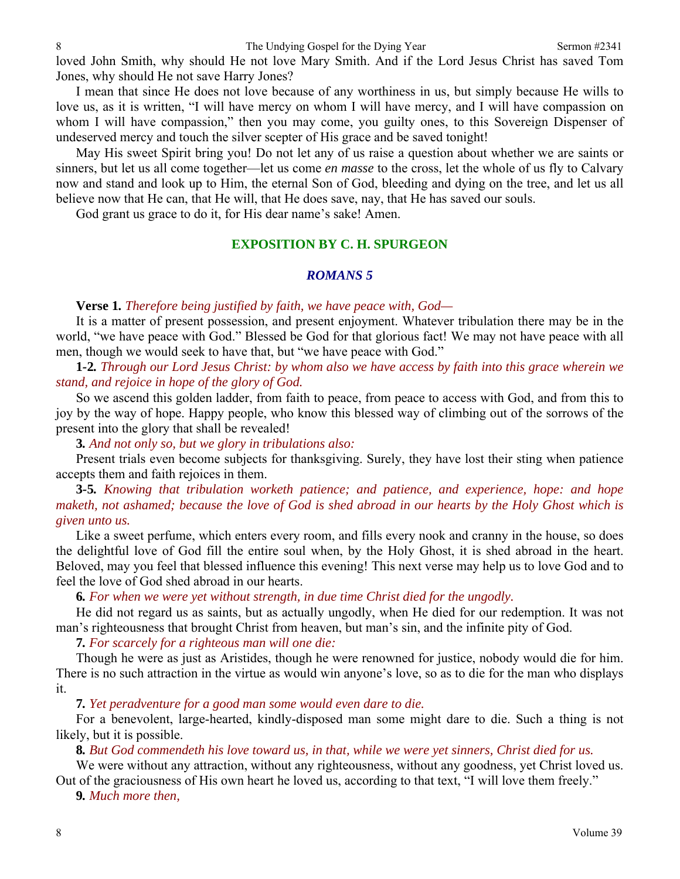loved John Smith, why should He not love Mary Smith. And if the Lord Jesus Christ has saved Tom Jones, why should He not save Harry Jones?

I mean that since He does not love because of any worthiness in us, but simply because He wills to love us, as it is written, "I will have mercy on whom I will have mercy, and I will have compassion on whom I will have compassion," then you may come, you guilty ones, to this Sovereign Dispenser of undeserved mercy and touch the silver scepter of His grace and be saved tonight!

May His sweet Spirit bring you! Do not let any of us raise a question about whether we are saints or sinners, but let us all come together—let us come *en masse* to the cross, let the whole of us fly to Calvary now and stand and look up to Him, the eternal Son of God, bleeding and dying on the tree, and let us all believe now that He can, that He will, that He does save, nay, that He has saved our souls.

God grant us grace to do it, for His dear name's sake! Amen.

## EXPOSITION BY C. H. SPURGEON

### *ROMANS 5*

**Verse 1.** *Therefore being justified by faith, we have peace with, God—*

It is a matter of present possession, and present enjoyment. Whatever tribulation there may be in the world, "we have peace with God." Blessed be God for that glorious fact! We may not have peace with all men, though we would seek to have that, but "we have peace with God."

**1-2.** *Through our Lord Jesus Christ: by whom also we have access by faith into this grace wherein we stand, and rejoice in hope of the glory of God.*

So we ascend this golden ladder, from faith to peace, from peace to access with God, and from this to joy by the way of hope. Happy people, who know this blessed way of climbing out of the sorrows of the present into the glory that shall be revealed!

**3.** *And not only so, but we glory in tribulations also:*

Present trials even become subjects for thanksgiving. Surely, they have lost their sting when patience accepts them and faith rejoices in them.

**3-5.** *Knowing that tribulation worketh patience; and patience, and experience, hope: and hope maketh, not ashamed; because the love of God is shed abroad in our hearts by the Holy Ghost which is given unto us.*

Like a sweet perfume, which enters every room, and fills every nook and cranny in the house, so does the delightful love of God fill the entire soul when, by the Holy Ghost, it is shed abroad in the heart. Beloved, may you feel that blessed influence this evening! This next verse may help us to love God and to feel the love of God shed abroad in our hearts.

**6.** *For when we were yet without strength, in due time Christ died for the ungodly.*

He did not regard us as saints, but as actually ungodly, when He died for our redemption. It was not man's righteousness that brought Christ from heaven, but man's sin, and the infinite pity of God.

**7.** *For scarcely for a righteous man will one die:*

Though he were as just as Aristides, though he were renowned for justice, nobody would die for him. There is no such attraction in the virtue as would win anyone's love, so as to die for the man who displays it.

**7.** *Yet peradventure for a good man some would even dare to die.*

For a benevolent, large-hearted, kindly-disposed man some might dare to die. Such a thing is not likely, but it is possible.

**8.** *But God commendeth his love toward us, in that, while we were yet sinners, Christ died for us.*

We were without any attraction, without any righteousness, without any goodness, yet Christ loved us. Out of the graciousness of His own heart he loved us, according to that text, "I will love them freely."

**9.** *Much more then,*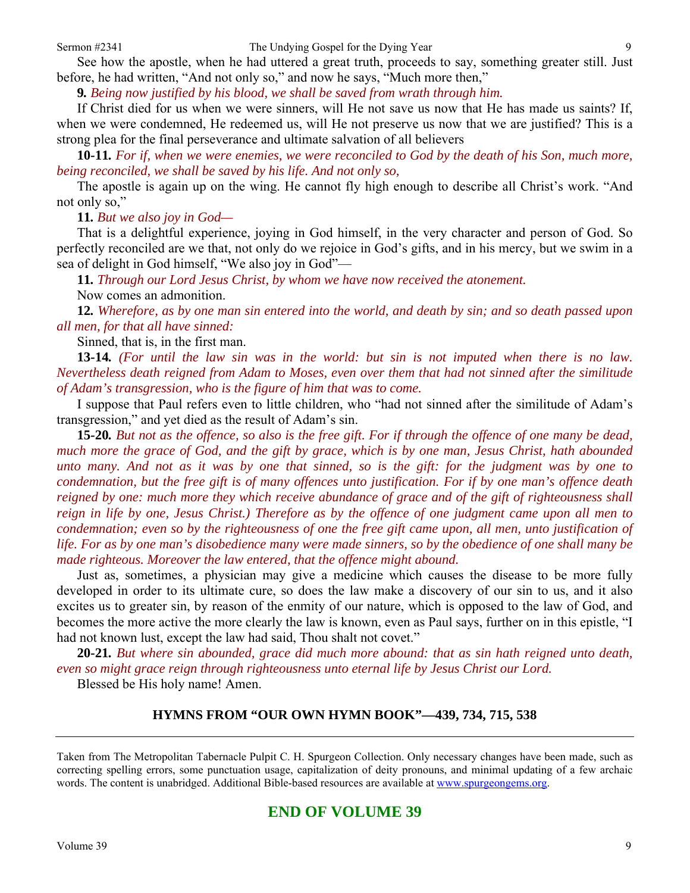See how the apostle, when he had uttered a great truth, proceeds to say, something greater still. Just before, he had written, "And not only so," and now he says, "Much more then,"

**9.** *Being now justified by his blood, we shall be saved from wrath through him.*

If Christ died for us when we were sinners, will He not save us now that He has made us saints? If, when we were condemned, He redeemed us, will He not preserve us now that we are justified? This is a strong plea for the final perseverance and ultimate salvation of all believers

**10-11.** *For if, when we were enemies, we were reconciled to God by the death of his Son, much more, being reconciled, we shall be saved by his life. And not only so,*

The apostle is again up on the wing. He cannot fly high enough to describe all Christ's work. "And not only so,"

**11.** *But we also joy in God—*

That is a delightful experience, joying in God himself, in the very character and person of God. So perfectly reconciled are we that, not only do we rejoice in God's gifts, and in his mercy, but we swim in a sea of delight in God himself, "We also joy in God"—

**11.** *Through our Lord Jesus Christ, by whom we have now received the atonement.*

Now comes an admonition.

**12.** *Wherefore, as by one man sin entered into the world, and death by sin; and so death passed upon all men, for that all have sinned:*

Sinned, that is, in the first man.

**13-14.** *(For until the law sin was in the world: but sin is not imputed when there is no law. Nevertheless death reigned from Adam to Moses, even over them that had not sinned after the similitude of Adam's transgression, who is the figure of him that was to come.*

I suppose that Paul refers even to little children, who "had not sinned after the similitude of Adam's transgression," and yet died as the result of Adam's sin.

**15-20.** *But not as the offence, so also is the free gift. For if through the offence of one many be dead, much more the grace of God, and the gift by grace, which is by one man, Jesus Christ, hath abounded unto many. And not as it was by one that sinned, so is the gift: for the judgment was by one to condemnation, but the free gift is of many offences unto justification. For if by one man's offence death reigned by one: much more they which receive abundance of grace and of the gift of righteousness shall reign in life by one, Jesus Christ.) Therefore as by the offence of one judgment came upon all men to condemnation; even so by the righteousness of one the free gift came upon, all men, unto justification of life. For as by one man's disobedience many were made sinners, so by the obedience of one shall many be made righteous. Moreover the law entered, that the offence might abound.*

Just as, sometimes, a physician may give a medicine which causes the disease to be more fully developed in order to its ultimate cure, so does the law make a discovery of our sin to us, and it also excites us to greater sin, by reason of the enmity of our nature, which is opposed to the law of God, and becomes the more active the more clearly the law is known, even as Paul says, further on in this epistle, "I had not known lust, except the law had said, Thou shalt not covet."

**20-21.** *But where sin abounded, grace did much more abound: that as sin hath reigned unto death, even so might grace reign through righteousness unto eternal life by Jesus Christ our Lord.*

Blessed be His holy name! Amen.

**HYMNS FROM "OUR OWN HYMN BOOK"—439, 734, 715, 538**

---

Taken from The Metropolitan Tabernacle Pulpit C. H. Spurgeon Collection. Only necessary changes have been made, such as correcting spelling errors, some punctuation usage, capitalization of deity pronouns, and minimal updating of a few archaic words. The content is unabridged. Additional Bible-based resources are available at www.spurgeongems.org.

## END OF VOLUME 39